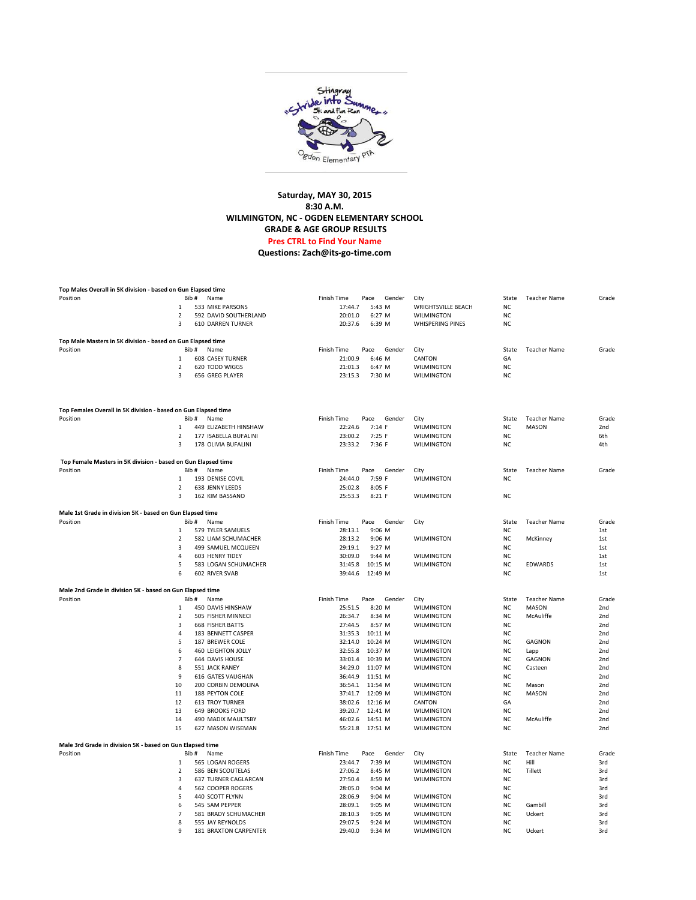**Saturday, MAY 30, 2015**
**8:30 A.M.**
**WILMINGTON, NC - OGDEN ELEMENTARY SCHOOL**
**GRADE & AGE GROUP RESULTS**
**Pres CTRL to Find Your Name**
**Questions: Zach@its-go-time.com**

**Top Males Overall in 5K division - based on Gun Elapsed time**

| Position | Bib # | Name | Finish Time | Pace | Gender | City | State | Teacher Name | Grade |
|---|---|---|---|---|---|---|---|---|---|
| 1 | 533 | MIKE PARSONS | 17:44.7 | 5:43 | M | WRIGHTSVILLE BEACH | NC | | |
| 2 | 592 | DAVID SOUTHERLAND | 20:01.0 | 6:27 | M | WILMINGTON | NC | | |
| 3 | 610 | DARREN TURNER | 20:37.6 | 6:39 | M | WHISPERING PINES | NC | | |

**Top Male Masters in 5K division - based on Gun Elapsed time**

| Position | Bib # | Name | Finish Time | Pace | Gender | City | State | Teacher Name | Grade |
|---|---|---|---|---|---|---|---|---|---|
| 1 | 608 | CASEY TURNER | 21:00.9 | 6:46 | M | CANTON | GA | | |
| 2 | 620 | TODD WIGGS | 21:01.3 | 6:47 | M | WILMINGTON | NC | | |
| 3 | 656 | GREG PLAYER | 23:15.3 | 7:30 | M | WILMINGTON | NC | | |

**Top Females Overall in 5K division - based on Gun Elapsed time**

| Position | Bib # | Name | Finish Time | Pace | Gender | City | State | Teacher Name | Grade |
|---|---|---|---|---|---|---|---|---|---|
| 1 | 449 | ELIZABETH HINSHAW | 22:24.6 | 7:14 | F | WILMINGTON | NC | MASON | 2nd |
| 2 | 177 | ISABELLA BUFALINI | 23:00.2 | 7:25 | F | WILMINGTON | NC | | 6th |
| 3 | 178 | OLIVIA BUFALINI | 23:33.2 | 7:36 | F | WILMINGTON | NC | | 4th |

**Top Female Masters in 5K division - based on Gun Elapsed time**

| Position | Bib # | Name | Finish Time | Pace | Gender | City | State | Teacher Name | Grade |
|---|---|---|---|---|---|---|---|---|---|
| 1 | 193 | DENISE COVIL | 24:44.0 | 7:59 | F | WILMINGTON | NC | | |
| 2 | 638 | JENNY LEEDS | 25:02.8 | 8:05 | F | | | | |
| 3 | 162 | KIM BASSANO | 25:53.3 | 8:21 | F | WILMINGTON | NC | | |

**Male 1st Grade in division 5K - based on Gun Elapsed time**

| Position | Bib # | Name | Finish Time | Pace | Gender | City | State | Teacher Name | Grade |
|---|---|---|---|---|---|---|---|---|---|
| 1 | 579 | TYLER SAMUELS | 28:13.1 | 9:06 | M | | NC | | 1st |
| 2 | 582 | LIAM SCHUMACHER | 28:13.2 | 9:06 | M | WILMINGTON | NC | McKinney | 1st |
| 3 | 499 | SAMUEL MCQUEEN | 29:19.1 | 9:27 | M | | NC | | 1st |
| 4 | 603 | HENRY TIDEY | 30:09.0 | 9:44 | M | WILMINGTON | NC | | 1st |
| 5 | 583 | LOGAN SCHUMACHER | 31:45.8 | 10:15 | M | WILMINGTON | NC | EDWARDS | 1st |
| 6 | 602 | RIVER SVAB | 39:44.6 | 12:49 | M | | NC | | 1st |

**Male 2nd Grade in division 5K - based on Gun Elapsed time**

| Position | Bib # | Name | Finish Time | Pace | Gender | City | State | Teacher Name | Grade |
|---|---|---|---|---|---|---|---|---|---|
| 1 | 450 | DAVIS HINSHAW | 25:51.5 | 8:20 | M | WILMINGTON | NC | MASON | 2nd |
| 2 | 505 | FISHER MINNECI | 26:34.7 | 8:34 | M | WILMINGTON | NC | McAuliffe | 2nd |
| 3 | 668 | FISHER BATTS | 27:44.5 | 8:57 | M | WILMINGTON | NC | | 2nd |
| 4 | 183 | BENNETT CASPER | 31:35.3 | 10:11 | M | | NC | | 2nd |
| 5 | 187 | BREWER COLE | 32:14.0 | 10:24 | M | WILMINGTON | NC | GAGNON | 2nd |
| 6 | 460 | LEIGHTON JOLLY | 32:55.8 | 10:37 | M | WILMINGTON | NC | Lapp | 2nd |
| 7 | 644 | DAVIS HOUSE | 33:01.4 | 10:39 | M | WILMINGTON | NC | GAGNON | 2nd |
| 8 | 551 | JACK RANEY | 34:29.0 | 11:07 | M | WILMINGTON | NC | Casteen | 2nd |
| 9 | 616 | GATES VAUGHAN | 36:44.9 | 11:51 | M | | NC | | 2nd |
| 10 | 200 | CORBIN DEMOLINA | 36:54.1 | 11:54 | M | WILMINGTON | NC | Mason | 2nd |
| 11 | 188 | PEYTON COLE | 37:41.7 | 12:09 | M | WILMINGTON | NC | MASON | 2nd |
| 12 | 613 | TROY TURNER | 38:02.6 | 12:16 | M | CANTON | GA | | 2nd |
| 13 | 649 | BROOKS FORD | 39:20.7 | 12:41 | M | WILMINGTON | NC | | 2nd |
| 14 | 490 | MADIX MAULTSBY | 46:02.6 | 14:51 | M | WILMINGTON | NC | McAuliffe | 2nd |
| 15 | 627 | MASON WISEMAN | 55:21.8 | 17:51 | M | WILMINGTON | NC | | 2nd |

**Male 3rd Grade in division 5K - based on Gun Elapsed time**

| Position | Bib # | Name | Finish Time | Pace | Gender | City | State | Teacher Name | Grade |
|---|---|---|---|---|---|---|---|---|---|
| 1 | 565 | LOGAN ROGERS | 23:44.7 | 7:39 | M | WILMINGTON | NC | Hill | 3rd |
| 2 | 586 | BEN SCOUTELAS | 27:06.2 | 8:45 | M | WILMINGTON | NC | Tillett | 3rd |
| 3 | 637 | TURNER CAGLARCAN | 27:50.4 | 8:59 | M | WILMINGTON | NC | | 3rd |
| 4 | 562 | COOPER ROGERS | 28:05.0 | 9:04 | M | | NC | | 3rd |
| 5 | 440 | SCOTT FLYNN | 28:06.9 | 9:04 | M | WILMINGTON | NC | | 3rd |
| 6 | 545 | SAM PEPPER | 28:09.1 | 9:05 | M | WILMINGTON | NC | Gambill | 3rd |
| 7 | 581 | BRADY SCHUMACHER | 28:10.3 | 9:05 | M | WILMINGTON | NC | Uckert | 3rd |
| 8 | 555 | JAY REYNOLDS | 29:07.5 | 9:24 | M | WILMINGTON | NC | | 3rd |
| 9 | 181 | BRAXTON CARPENTER | 29:40.0 | 9:34 | M | WILMINGTON | NC | Uckert | 3rd |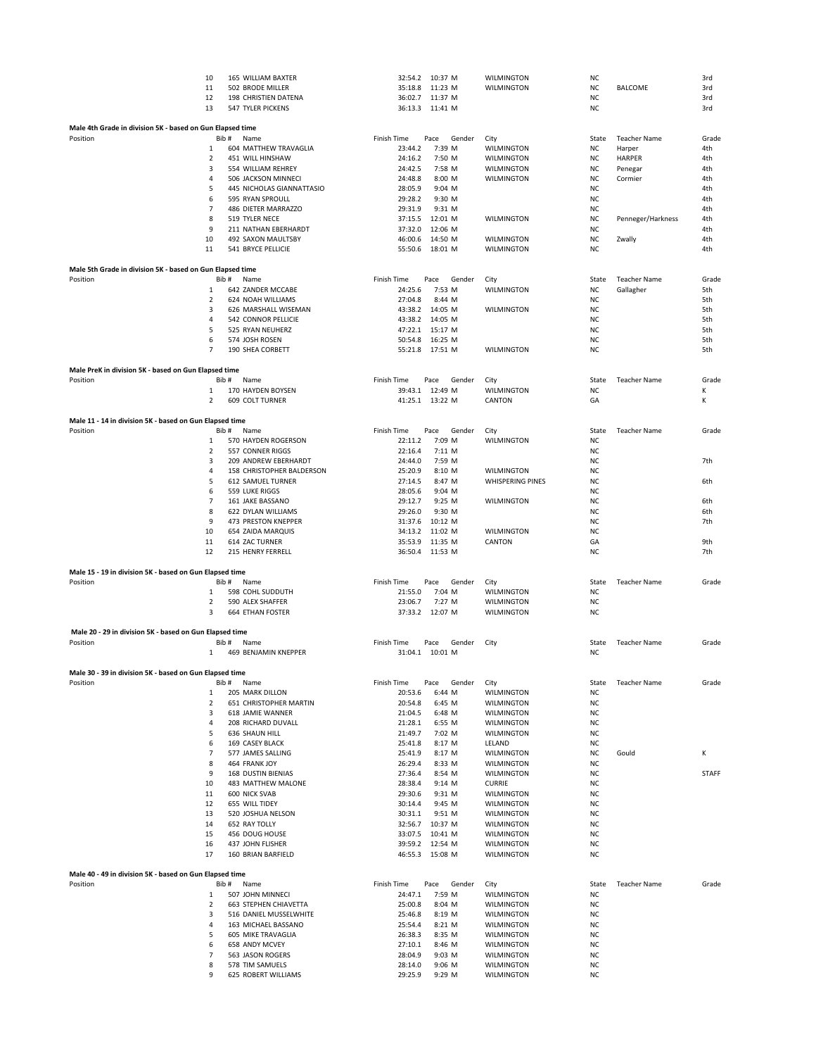| Position | Bib # | Name | Finish Time | Pace | Gender | City | State | Teacher Name | Grade |
|---|---|---|---|---|---|---|---|---|---|
| 10 | 165 | WILLIAM BAXTER | 32:54.2 | 10:37 | M | WILMINGTON | NC | | 3rd |
| 11 | 502 | BRODE MILLER | 35:18.8 | 11:23 | M | WILMINGTON | NC | BALCOME | 3rd |
| 12 | 198 | CHRISTIEN DATENA | 36:02.7 | 11:37 | M | | NC | | 3rd |
| 13 | 547 | TYLER PICKENS | 36:13.3 | 11:41 | M | | NC | | 3rd |

**Male 4th Grade in division 5K - based on Gun Elapsed time**

| Position | Bib # | Name | Finish Time | Pace | Gender | City | State | Teacher Name | Grade |
|---|---|---|---|---|---|---|---|---|---|
| 1 | 604 | MATTHEW TRAVAGLIA | 23:44.2 | 7:39 | M | WILMINGTON | NC | Harper | 4th |
| 2 | 451 | WILL HINSHAW | 24:16.2 | 7:50 | M | WILMINGTON | NC | HARPER | 4th |
| 3 | 554 | WILLIAM REHREY | 24:42.5 | 7:58 | M | WILMINGTON | NC | Penegar | 4th |
| 4 | 506 | JACKSON MINNECI | 24:48.8 | 8:00 | M | WILMINGTON | NC | Cormier | 4th |
| 5 | 445 | NICHOLAS GIANNATTASIO | 28:05.9 | 9:04 | M | | NC | | 4th |
| 6 | 595 | RYAN SPROULL | 29:28.2 | 9:30 | M | | NC | | 4th |
| 7 | 486 | DIETER MARRAZZO | 29:31.9 | 9:31 | M | | NC | | 4th |
| 8 | 519 | TYLER NECE | 37:15.5 | 12:01 | M | WILMINGTON | NC | Penneger/Harkness | 4th |
| 9 | 211 | NATHAN EBERHARDT | 37:32.0 | 12:06 | M | | NC | | 4th |
| 10 | 492 | SAXON MAULTSBY | 46:00.6 | 14:50 | M | WILMINGTON | NC | Zwally | 4th |
| 11 | 541 | BRYCE PELLICIE | 55:50.6 | 18:01 | M | WILMINGTON | NC | | 4th |

**Male 5th Grade in division 5K - based on Gun Elapsed time**

| Position | Bib # | Name | Finish Time | Pace | Gender | City | State | Teacher Name | Grade |
|---|---|---|---|---|---|---|---|---|---|
| 1 | 642 | ZANDER MCCABE | 24:25.6 | 7:53 | M | WILMINGTON | NC | Gallagher | 5th |
| 2 | 624 | NOAH WILLIAMS | 27:04.8 | 8:44 | M | | NC | | 5th |
| 3 | 626 | MARSHALL WISEMAN | 43:38.2 | 14:05 | M | WILMINGTON | NC | | 5th |
| 4 | 542 | CONNOR PELLICIE | 43:38.2 | 14:05 | M | | NC | | 5th |
| 5 | 525 | RYAN NEUHERZ | 47:22.1 | 15:17 | M | | NC | | 5th |
| 6 | 574 | JOSH ROSEN | 50:54.8 | 16:25 | M | | NC | | 5th |
| 7 | 190 | SHEA CORBETT | 55:21.8 | 17:51 | M | WILMINGTON | NC | | 5th |

**Male PreK in division 5K - based on Gun Elapsed time**

| Position | Bib # | Name | Finish Time | Pace | Gender | City | State | Teacher Name | Grade |
|---|---|---|---|---|---|---|---|---|---|
| 1 | 170 | HAYDEN BOYSEN | 39:43.1 | 12:49 | M | WILMINGTON | NC | | K |
| 2 | 609 | COLT TURNER | 41:25.1 | 13:22 | M | CANTON | GA | | K |

**Male 11 - 14 in division 5K - based on Gun Elapsed time**

| Position | Bib # | Name | Finish Time | Pace | Gender | City | State | Teacher Name | Grade |
|---|---|---|---|---|---|---|---|---|---|
| 1 | 570 | HAYDEN ROGERSON | 22:11.2 | 7:09 | M | WILMINGTON | NC | | |
| 2 | 557 | CONNER RIGGS | 22:16.4 | 7:11 | M | | NC | | |
| 3 | 209 | ANDREW EBERHARDT | 24:44.0 | 7:59 | M | | NC | | 7th |
| 4 | 158 | CHRISTOPHER BALDERSON | 25:20.9 | 8:10 | M | WILMINGTON | NC | | |
| 5 | 612 | SAMUEL TURNER | 27:14.5 | 8:47 | M | WHISPERING PINES | NC | | 6th |
| 6 | 559 | LUKE RIGGS | 28:05.6 | 9:04 | M | | NC | | |
| 7 | 161 | JAKE BASSANO | 29:12.7 | 9:25 | M | WILMINGTON | NC | | 6th |
| 8 | 622 | DYLAN WILLIAMS | 29:26.0 | 9:30 | M | | NC | | 6th |
| 9 | 473 | PRESTON KNEPPER | 31:37.6 | 10:12 | M | | NC | | 7th |
| 10 | 654 | ZAIDA MARQUIS | 34:13.2 | 11:02 | M | WILMINGTON | NC | | |
| 11 | 614 | ZAC TURNER | 35:53.9 | 11:35 | M | CANTON | GA | | 9th |
| 12 | 215 | HENRY FERRELL | 36:50.4 | 11:53 | M | | NC | | 7th |

**Male 15 - 19 in division 5K - based on Gun Elapsed time**

| Position | Bib # | Name | Finish Time | Pace | Gender | City | State | Teacher Name | Grade |
|---|---|---|---|---|---|---|---|---|---|
| 1 | 598 | COHL SUDDUTH | 21:55.0 | 7:04 | M | WILMINGTON | NC | | |
| 2 | 590 | ALEX SHAFFER | 23:06.7 | 7:27 | M | WILMINGTON | NC | | |
| 3 | 664 | ETHAN FOSTER | 37:33.2 | 12:07 | M | WILMINGTON | NC | | |

**Male 20 - 29 in division 5K - based on Gun Elapsed time**

| Position | Bib # | Name | Finish Time | Pace | Gender | City | State | Teacher Name | Grade |
|---|---|---|---|---|---|---|---|---|---|
| 1 | 469 | BENJAMIN KNEPPER | 31:04.1 | 10:01 | M | | NC | | |

**Male 30 - 39 in division 5K - based on Gun Elapsed time**

| Position | Bib # | Name | Finish Time | Pace | Gender | City | State | Teacher Name | Grade |
|---|---|---|---|---|---|---|---|---|---|
| 1 | 205 | MARK DILLON | 20:53.6 | 6:44 | M | WILMINGTON | NC | | |
| 2 | 651 | CHRISTOPHER MARTIN | 20:54.8 | 6:45 | M | WILMINGTON | NC | | |
| 3 | 618 | JAMIE WANNER | 21:04.5 | 6:48 | M | WILMINGTON | NC | | |
| 4 | 208 | RICHARD DUVALL | 21:28.1 | 6:55 | M | WILMINGTON | NC | | |
| 5 | 636 | SHAUN HILL | 21:49.7 | 7:02 | M | WILMINGTON | NC | | |
| 6 | 169 | CASEY BLACK | 25:41.8 | 8:17 | M | LELAND | NC | | |
| 7 | 577 | JAMES SALLING | 25:41.9 | 8:17 | M | WILMINGTON | NC | Gould | K |
| 8 | 464 | FRANK JOY | 26:29.4 | 8:33 | M | WILMINGTON | NC | | |
| 9 | 168 | DUSTIN BIENIAS | 27:36.4 | 8:54 | M | WILMINGTON | NC | | STAFF |
| 10 | 483 | MATTHEW MALONE | 28:38.4 | 9:14 | M | CURRIE | NC | | |
| 11 | 600 | NICK SVAB | 29:30.6 | 9:31 | M | WILMINGTON | NC | | |
| 12 | 655 | WILL TIDEY | 30:14.4 | 9:45 | M | WILMINGTON | NC | | |
| 13 | 520 | JOSHUA NELSON | 30:31.1 | 9:51 | M | WILMINGTON | NC | | |
| 14 | 652 | RAY TOLLY | 32:56.7 | 10:37 | M | WILMINGTON | NC | | |
| 15 | 456 | DOUG HOUSE | 33:07.5 | 10:41 | M | WILMINGTON | NC | | |
| 16 | 437 | JOHN FLISHER | 39:59.2 | 12:54 | M | WILMINGTON | NC | | |
| 17 | 160 | BRIAN BARFIELD | 46:55.3 | 15:08 | M | WILMINGTON | NC | | |

**Male 40 - 49 in division 5K - based on Gun Elapsed time**

| Position | Bib # | Name | Finish Time | Pace | Gender | City | State | Teacher Name | Grade |
|---|---|---|---|---|---|---|---|---|---|
| 1 | 507 | JOHN MINNECI | 24:47.1 | 7:59 | M | WILMINGTON | NC | | |
| 2 | 663 | STEPHEN CHIAVETTA | 25:00.8 | 8:04 | M | WILMINGTON | NC | | |
| 3 | 516 | DANIEL MUSSELWHITE | 25:46.8 | 8:19 | M | WILMINGTON | NC | | |
| 4 | 163 | MICHAEL BASSANO | 25:54.4 | 8:21 | M | WILMINGTON | NC | | |
| 5 | 605 | MIKE TRAVAGLIA | 26:38.3 | 8:35 | M | WILMINGTON | NC | | |
| 6 | 658 | ANDY MCVEY | 27:10.1 | 8:46 | M | WILMINGTON | NC | | |
| 7 | 563 | JASON ROGERS | 28:04.9 | 9:03 | M | WILMINGTON | NC | | |
| 8 | 578 | TIM SAMUELS | 28:14.0 | 9:06 | M | WILMINGTON | NC | | |
| 9 | 625 | ROBERT WILLIAMS | 29:25.9 | 9:29 | M | WILMINGTON | NC | | |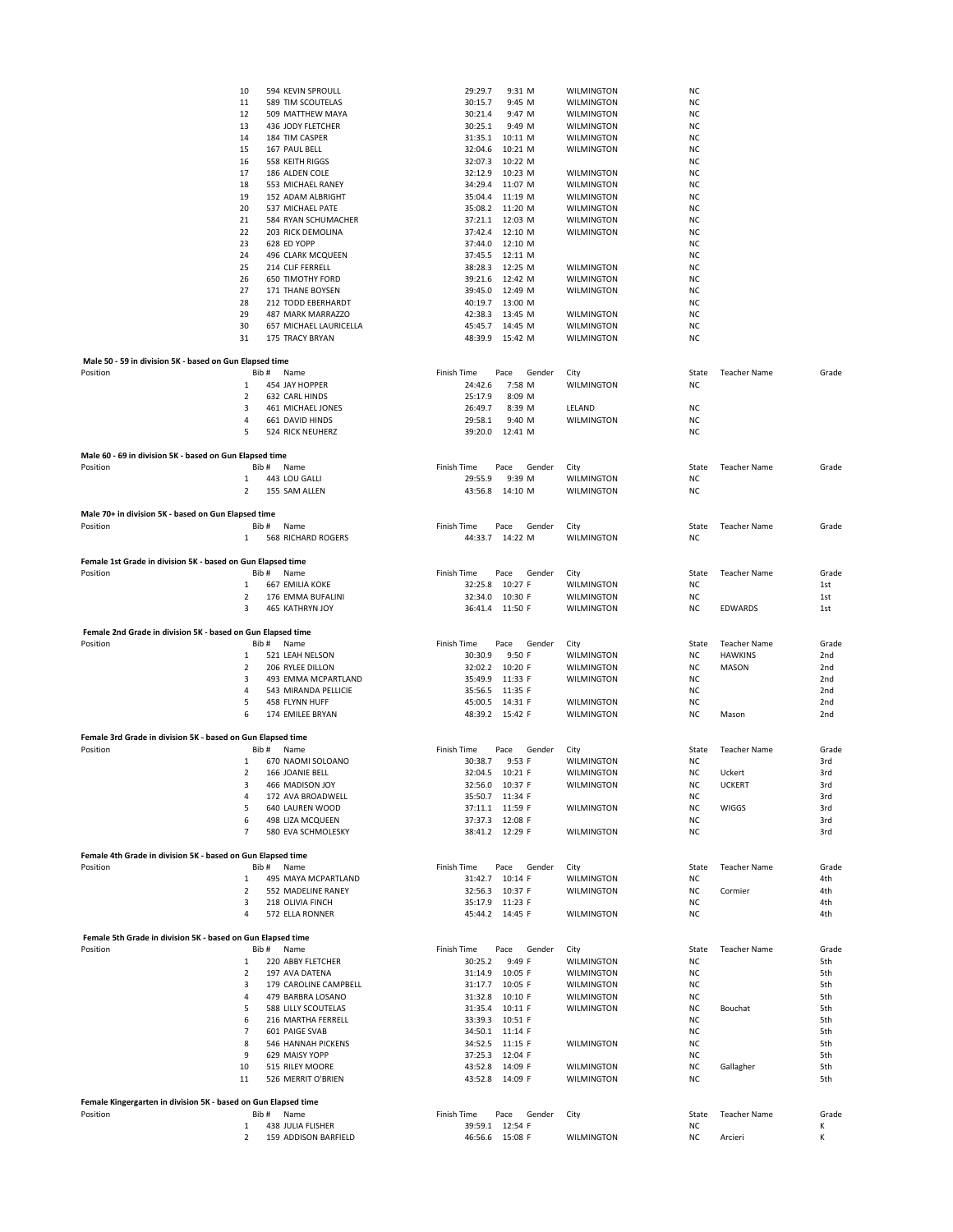| Position | Bib # | Name | Finish Time | Pace | Gender | City | State | Teacher Name | Grade |
|---|---|---|---|---|---|---|---|---|---|
| 10 | 594 | KEVIN SPROULL | 29:29.7 | 9:31 | M | WILMINGTON | NC | | |
| 11 | 589 | TIM SCOUTELAS | 30:15.7 | 9:45 | M | WILMINGTON | NC | | |
| 12 | 509 | MATTHEW MAYA | 30:21.4 | 9:47 | M | WILMINGTON | NC | | |
| 13 | 436 | JODY FLETCHER | 30:25.1 | 9:49 | M | WILMINGTON | NC | | |
| 14 | 184 | TIM CASPER | 31:35.1 | 10:11 | M | WILMINGTON | NC | | |
| 15 | 167 | PAUL BELL | 32:04.6 | 10:21 | M | WILMINGTON | NC | | |
| 16 | 558 | KEITH RIGGS | 32:07.3 | 10:22 | M | | NC | | |
| 17 | 186 | ALDEN COLE | 32:12.9 | 10:23 | M | WILMINGTON | NC | | |
| 18 | 553 | MICHAEL RANEY | 34:29.4 | 11:07 | M | WILMINGTON | NC | | |
| 19 | 152 | ADAM ALBRIGHT | 35:04.4 | 11:19 | M | WILMINGTON | NC | | |
| 20 | 537 | MICHAEL PATE | 35:08.2 | 11:20 | M | WILMINGTON | NC | | |
| 21 | 584 | RYAN SCHUMACHER | 37:21.1 | 12:03 | M | WILMINGTON | NC | | |
| 22 | 203 | RICK DEMOLINA | 37:42.4 | 12:10 | M | WILMINGTON | NC | | |
| 23 | 628 | ED YOPP | 37:44.0 | 12:10 | M | | NC | | |
| 24 | 496 | CLARK MCQUEEN | 37:45.5 | 12:11 | M | | NC | | |
| 25 | 214 | CLIF FERRELL | 38:28.3 | 12:25 | M | WILMINGTON | NC | | |
| 26 | 650 | TIMOTHY FORD | 39:21.6 | 12:42 | M | WILMINGTON | NC | | |
| 27 | 171 | THANE BOYSEN | 39:45.0 | 12:49 | M | WILMINGTON | NC | | |
| 28 | 212 | TODD EBERHARDT | 40:19.7 | 13:00 | M | | NC | | |
| 29 | 487 | MARK MARRAZZO | 42:38.3 | 13:45 | M | WILMINGTON | NC | | |
| 30 | 657 | MICHAEL LAURICELLA | 45:45.7 | 14:45 | M | WILMINGTON | NC | | |
| 31 | 175 | TRACY BRYAN | 48:39.9 | 15:42 | M | WILMINGTON | NC | | |

**Male 50 - 59 in division 5K - based on Gun Elapsed time**

| Position | Bib # | Name | Finish Time | Pace | Gender | City | State | Teacher Name | Grade |
|---|---|---|---|---|---|---|---|---|---|
| 1 | 454 | JAY HOPPER | 24:42.6 | 7:58 | M | WILMINGTON | NC | | |
| 2 | 632 | CARL HINDS | 25:17.9 | 8:09 | M | | | | |
| 3 | 461 | MICHAEL JONES | 26:49.7 | 8:39 | M | LELAND | NC | | |
| 4 | 661 | DAVID HINDS | 29:58.1 | 9:40 | M | WILMINGTON | NC | | |
| 5 | 524 | RICK NEUHERZ | 39:20.0 | 12:41 | M | | NC | | |

**Male 60 - 69 in division 5K - based on Gun Elapsed time**

| Position | Bib # | Name | Finish Time | Pace | Gender | City | State | Teacher Name | Grade |
|---|---|---|---|---|---|---|---|---|---|
| 1 | 443 | LOU GALLI | 29:55.9 | 9:39 | M | WILMINGTON | NC | | |
| 2 | 155 | SAM ALLEN | 43:56.8 | 14:10 | M | WILMINGTON | NC | | |

**Male 70+ in division 5K - based on Gun Elapsed time**

| Position | Bib # | Name | Finish Time | Pace | Gender | City | State | Teacher Name | Grade |
|---|---|---|---|---|---|---|---|---|---|
| 1 | 568 | RICHARD ROGERS | 44:33.7 | 14:22 | M | WILMINGTON | NC | | |

**Female 1st Grade in division 5K - based on Gun Elapsed time**

| Position | Bib # | Name | Finish Time | Pace | Gender | City | State | Teacher Name | Grade |
|---|---|---|---|---|---|---|---|---|---|
| 1 | 667 | EMILIA KOKE | 32:25.8 | 10:27 | F | WILMINGTON | NC | | 1st |
| 2 | 176 | EMMA BUFALINI | 32:34.0 | 10:30 | F | WILMINGTON | NC | | 1st |
| 3 | 465 | KATHRYN JOY | 36:41.4 | 11:50 | F | WILMINGTON | NC | EDWARDS | 1st |

**Female 2nd Grade in division 5K - based on Gun Elapsed time**

| Position | Bib # | Name | Finish Time | Pace | Gender | City | State | Teacher Name | Grade |
|---|---|---|---|---|---|---|---|---|---|
| 1 | 521 | LEAH NELSON | 30:30.9 | 9:50 | F | WILMINGTON | NC | HAWKINS | 2nd |
| 2 | 206 | RYLEE DILLON | 32:02.2 | 10:20 | F | WILMINGTON | NC | MASON | 2nd |
| 3 | 493 | EMMA MCPARTLAND | 35:49.9 | 11:33 | F | WILMINGTON | NC | | 2nd |
| 4 | 543 | MIRANDA PELLICIE | 35:56.5 | 11:35 | F | | NC | | 2nd |
| 5 | 458 | FLYNN HUFF | 45:00.5 | 14:31 | F | WILMINGTON | NC | | 2nd |
| 6 | 174 | EMILEE BRYAN | 48:39.2 | 15:42 | F | WILMINGTON | NC | Mason | 2nd |

**Female 3rd Grade in division 5K - based on Gun Elapsed time**

| Position | Bib # | Name | Finish Time | Pace | Gender | City | State | Teacher Name | Grade |
|---|---|---|---|---|---|---|---|---|---|
| 1 | 670 | NAOMI SOLOANO | 30:38.7 | 9:53 | F | WILMINGTON | NC | | 3rd |
| 2 | 166 | JOANIE BELL | 32:04.5 | 10:21 | F | WILMINGTON | NC | Uckert | 3rd |
| 3 | 466 | MADISON JOY | 32:56.0 | 10:37 | F | WILMINGTON | NC | UCKERT | 3rd |
| 4 | 172 | AVA BROADWELL | 35:50.7 | 11:34 | F | | NC | | 3rd |
| 5 | 640 | LAUREN WOOD | 37:11.1 | 11:59 | F | WILMINGTON | NC | WIGGS | 3rd |
| 6 | 498 | LIZA MCQUEEN | 37:37.3 | 12:08 | F | | NC | | 3rd |
| 7 | 580 | EVA SCHMOLESKY | 38:41.2 | 12:29 | F | WILMINGTON | NC | | 3rd |

**Female 4th Grade in division 5K - based on Gun Elapsed time**

| Position | Bib # | Name | Finish Time | Pace | Gender | City | State | Teacher Name | Grade |
|---|---|---|---|---|---|---|---|---|---|
| 1 | 495 | MAYA MCPARTLAND | 31:42.7 | 10:14 | F | WILMINGTON | NC | | 4th |
| 2 | 552 | MADELINE RANEY | 32:56.3 | 10:37 | F | WILMINGTON | NC | Cormier | 4th |
| 3 | 218 | OLIVIA FINCH | 35:17.9 | 11:23 | F | | NC | | 4th |
| 4 | 572 | ELLA RONNER | 45:44.2 | 14:45 | F | WILMINGTON | NC | | 4th |

**Female 5th Grade in division 5K - based on Gun Elapsed time**

| Position | Bib # | Name | Finish Time | Pace | Gender | City | State | Teacher Name | Grade |
|---|---|---|---|---|---|---|---|---|---|
| 1 | 220 | ABBY FLETCHER | 30:25.2 | 9:49 | F | WILMINGTON | NC | | 5th |
| 2 | 197 | AVA DATENA | 31:14.9 | 10:05 | F | WILMINGTON | NC | | 5th |
| 3 | 179 | CAROLINE CAMPBELL | 31:17.7 | 10:05 | F | WILMINGTON | NC | | 5th |
| 4 | 479 | BARBRA LOSANO | 31:32.8 | 10:10 | F | WILMINGTON | NC | | 5th |
| 5 | 588 | LILLY SCOUTELAS | 31:35.4 | 10:11 | F | WILMINGTON | NC | Bouchat | 5th |
| 6 | 216 | MARTHA FERRELL | 33:39.3 | 10:51 | F | | NC | | 5th |
| 7 | 601 | PAIGE SVAB | 34:50.1 | 11:14 | F | | NC | | 5th |
| 8 | 546 | HANNAH PICKENS | 34:52.5 | 11:15 | F | WILMINGTON | NC | | 5th |
| 9 | 629 | MAISY YOPP | 37:25.3 | 12:04 | F | | NC | | 5th |
| 10 | 515 | RILEY MOORE | 43:52.8 | 14:09 | F | WILMINGTON | NC | Gallagher | 5th |
| 11 | 526 | MERRIT O'BRIEN | 43:52.8 | 14:09 | F | WILMINGTON | NC | | 5th |

**Female Kingergarten in division 5K - based on Gun Elapsed time**

| Position | Bib # | Name | Finish Time | Pace | Gender | City | State | Teacher Name | Grade |
|---|---|---|---|---|---|---|---|---|---|
| 1 | 438 | JULIA FLISHER | 39:59.1 | 12:54 | F | | NC | | K |
| 2 | 159 | ADDISON BARFIELD | 46:56.6 | 15:08 | F | WILMINGTON | NC | Arcieri | K |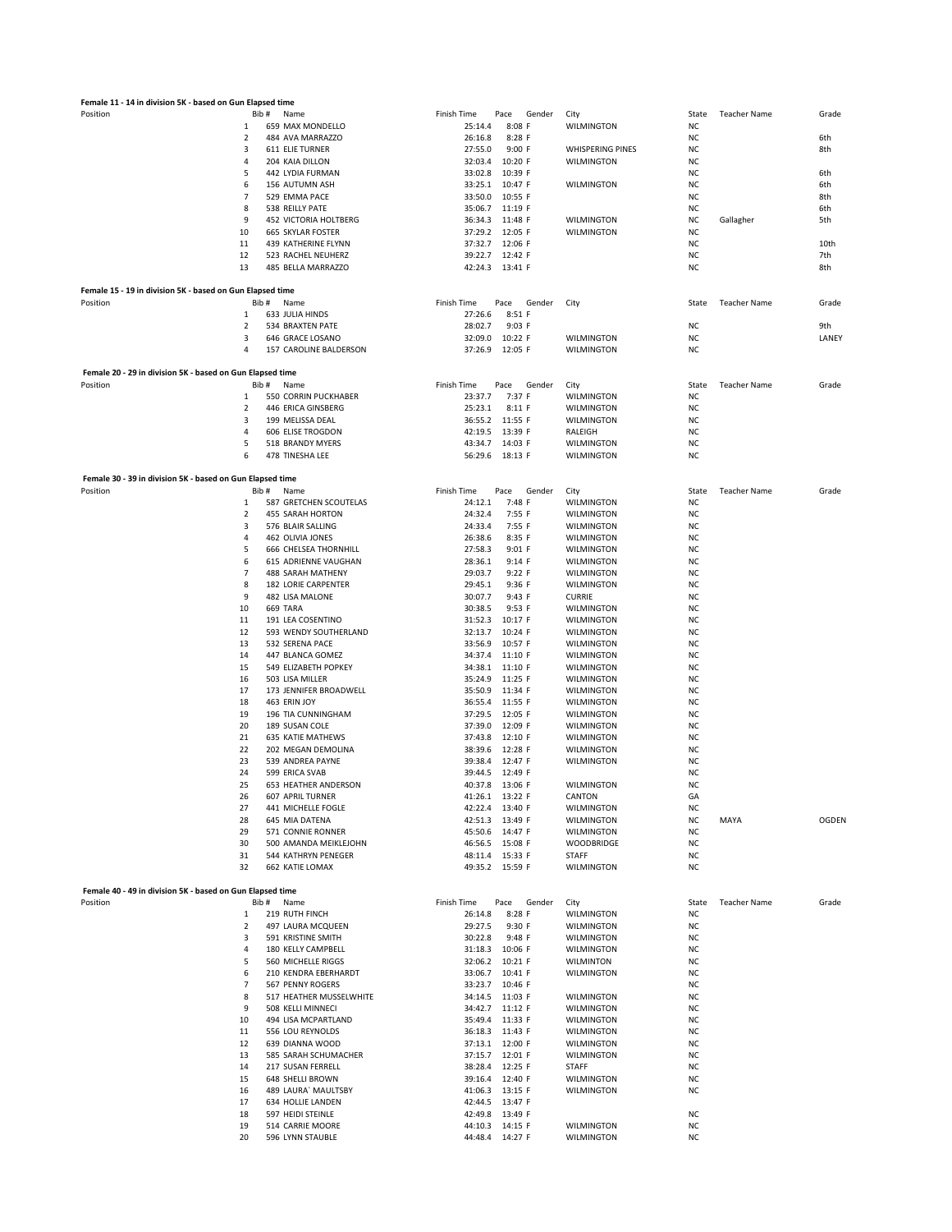**Female 11 - 14 in division 5K - based on Gun Elapsed time**

| Position | Bib # | Name | Finish Time | Pace | Gender | City | State | Teacher Name | Grade |
|---|---|---|---|---|---|---|---|---|---|
| 1 | 659 | MAX MONDELLO | 25:14.4 | 8:08 | F | WILMINGTON | NC | | |
| 2 | 484 | AVA MARRAZZO | 26:16.8 | 8:28 | F | | NC | | 6th |
| 3 | 611 | ELIE TURNER | 27:55.0 | 9:00 | F | WHISPERING PINES | NC | | 8th |
| 4 | 204 | KAIA DILLON | 32:03.4 | 10:20 | F | WILMINGTON | NC | | |
| 5 | 442 | LYDIA FURMAN | 33:02.8 | 10:39 | F | | NC | | 6th |
| 6 | 156 | AUTUMN ASH | 33:25.1 | 10:47 | F | WILMINGTON | NC | | 6th |
| 7 | 529 | EMMA PACE | 33:50.0 | 10:55 | F | | NC | | 8th |
| 8 | 538 | REILLY PATE | 35:06.7 | 11:19 | F | | NC | | 6th |
| 9 | 452 | VICTORIA HOLTBERG | 36:34.3 | 11:48 | F | WILMINGTON | NC | Gallagher | 5th |
| 10 | 665 | SKYLAR FOSTER | 37:29.2 | 12:05 | F | WILMINGTON | NC | | |
| 11 | 439 | KATHERINE FLYNN | 37:32.7 | 12:06 | F | | NC | | 10th |
| 12 | 523 | RACHEL NEUHERZ | 39:22.7 | 12:42 | F | | NC | | 7th |
| 13 | 485 | BELLA MARRAZZO | 42:24.3 | 13:41 | F | | NC | | 8th |

**Female 15 - 19 in division 5K - based on Gun Elapsed time**

| Position | Bib # | Name | Finish Time | Pace | Gender | City | State | Teacher Name | Grade |
|---|---|---|---|---|---|---|---|---|---|
| 1 | 633 | JULIA HINDS | 27:26.6 | 8:51 | F | | | | |
| 2 | 534 | BRAXTEN PATE | 28:02.7 | 9:03 | F | | NC | | 9th |
| 3 | 646 | GRACE LOSANO | 32:09.0 | 10:22 | F | WILMINGTON | NC | | LANEY |
| 4 | 157 | CAROLINE BALDERSON | 37:26.9 | 12:05 | F | WILMINGTON | NC | | |

**Female 20 - 29 in division 5K - based on Gun Elapsed time**

| Position | Bib # | Name | Finish Time | Pace | Gender | City | State | Teacher Name | Grade |
|---|---|---|---|---|---|---|---|---|---|
| 1 | 550 | CORRIN PUCKHABER | 23:37.7 | 7:37 | F | WILMINGTON | NC | | |
| 2 | 446 | ERICA GINSBERG | 25:23.1 | 8:11 | F | WILMINGTON | NC | | |
| 3 | 199 | MELISSA DEAL | 36:55.2 | 11:55 | F | WILMINGTON | NC | | |
| 4 | 606 | ELISE TROGDON | 42:19.5 | 13:39 | F | RALEIGH | NC | | |
| 5 | 518 | BRANDY MYERS | 43:34.7 | 14:03 | F | WILMINGTON | NC | | |
| 6 | 478 | TINESHA LEE | 56:29.6 | 18:13 | F | WILMINGTON | NC | | |

**Female 30 - 39 in division 5K - based on Gun Elapsed time**

| Position | Bib # | Name | Finish Time | Pace | Gender | City | State | Teacher Name | Grade |
|---|---|---|---|---|---|---|---|---|---|
| 1 | 587 | GRETCHEN SCOUTELAS | 24:12.1 | 7:48 | F | WILMINGTON | NC | | |
| 2 | 455 | SARAH HORTON | 24:32.4 | 7:55 | F | WILMINGTON | NC | | |
| 3 | 576 | BLAIR SALLING | 24:33.4 | 7:55 | F | WILMINGTON | NC | | |
| 4 | 462 | OLIVIA JONES | 26:38.6 | 8:35 | F | WILMINGTON | NC | | |
| 5 | 666 | CHELSEA THORNHILL | 27:58.3 | 9:01 | F | WILMINGTON | NC | | |
| 6 | 615 | ADRIENNE VAUGHAN | 28:36.1 | 9:14 | F | WILMINGTON | NC | | |
| 7 | 488 | SARAH MATHENY | 29:03.7 | 9:22 | F | WILMINGTON | NC | | |
| 8 | 182 | LORIE CARPENTER | 29:45.1 | 9:36 | F | WILMINGTON | NC | | |
| 9 | 482 | LISA MALONE | 30:07.7 | 9:43 | F | CURRIE | NC | | |
| 10 | 669 | TARA | 30:38.5 | 9:53 | F | WILMINGTON | NC | | |
| 11 | 191 | LEA COSENTINO | 31:52.3 | 10:17 | F | WILMINGTON | NC | | |
| 12 | 593 | WENDY SOUTHERLAND | 32:13.7 | 10:24 | F | WILMINGTON | NC | | |
| 13 | 532 | SERENA PACE | 33:56.9 | 10:57 | F | WILMINGTON | NC | | |
| 14 | 447 | BLANCA GOMEZ | 34:37.4 | 11:10 | F | WILMINGTON | NC | | |
| 15 | 549 | ELIZABETH POPKEY | 34:38.1 | 11:10 | F | WILMINGTON | NC | | |
| 16 | 503 | LISA MILLER | 35:24.9 | 11:25 | F | WILMINGTON | NC | | |
| 17 | 173 | JENNIFER BROADWELL | 35:50.9 | 11:34 | F | WILMINGTON | NC | | |
| 18 | 463 | ERIN JOY | 36:55.4 | 11:55 | F | WILMINGTON | NC | | |
| 19 | 196 | TIA CUNNINGHAM | 37:29.5 | 12:05 | F | WILMINGTON | NC | | |
| 20 | 189 | SUSAN COLE | 37:39.0 | 12:09 | F | WILMINGTON | NC | | |
| 21 | 635 | KATIE MATHEWS | 37:43.8 | 12:10 | F | WILMINGTON | NC | | |
| 22 | 202 | MEGAN DEMOLINA | 38:39.6 | 12:28 | F | WILMINGTON | NC | | |
| 23 | 539 | ANDREA PAYNE | 39:38.4 | 12:47 | F | WILMINGTON | NC | | |
| 24 | 599 | ERICA SVAB | 39:44.5 | 12:49 | F | | NC | | |
| 25 | 653 | HEATHER ANDERSON | 40:37.8 | 13:06 | F | WILMINGTON | NC | | |
| 26 | 607 | APRIL TURNER | 41:26.1 | 13:22 | F | CANTON | GA | | |
| 27 | 441 | MICHELLE FOGLE | 42:22.4 | 13:40 | F | WILMINGTON | NC | | |
| 28 | 645 | MIA DATENA | 42:51.3 | 13:49 | F | WILMINGTON | NC | MAYA | OGDEN |
| 29 | 571 | CONNIE RONNER | 45:50.6 | 14:47 | F | WILMINGTON | NC | | |
| 30 | 500 | AMANDA MEIKLEJOHN | 46:56.5 | 15:08 | F | WOODBRIDGE | NC | | |
| 31 | 544 | KATHRYN PENEGER | 48:11.4 | 15:33 | F | STAFF | NC | | |
| 32 | 662 | KATIE LOMAX | 49:35.2 | 15:59 | F | WILMINGTON | NC | | |

**Female 40 - 49 in division 5K - based on Gun Elapsed time**

| Position | Bib # | Name | Finish Time | Pace | Gender | City | State | Teacher Name | Grade |
|---|---|---|---|---|---|---|---|---|---|
| 1 | 219 | RUTH FINCH | 26:14.8 | 8:28 | F | WILMINGTON | NC | | |
| 2 | 497 | LAURA MCQUEEN | 29:27.5 | 9:30 | F | WILMINGTON | NC | | |
| 3 | 591 | KRISTINE SMITH | 30:22.8 | 9:48 | F | WILMINGTON | NC | | |
| 4 | 180 | KELLY CAMPBELL | 31:18.3 | 10:06 | F | WILMINGTON | NC | | |
| 5 | 560 | MICHELLE RIGGS | 32:06.2 | 10:21 | F | WILMINTON | NC | | |
| 6 | 210 | KENDRA EBERHARDT | 33:06.7 | 10:41 | F | WILMINGTON | NC | | |
| 7 | 567 | PENNY ROGERS | 33:23.7 | 10:46 | F | | NC | | |
| 8 | 517 | HEATHER MUSSELWHITE | 34:14.5 | 11:03 | F | WILMINGTON | NC | | |
| 9 | 508 | KELLI MINNECI | 34:42.7 | 11:12 | F | WILMINGTON | NC | | |
| 10 | 494 | LISA MCPARTLAND | 35:49.4 | 11:33 | F | WILMINGTON | NC | | |
| 11 | 556 | LOU REYNOLDS | 36:18.3 | 11:43 | F | WILMINGTON | NC | | |
| 12 | 639 | DIANNA WOOD | 37:13.1 | 12:00 | F | WILMINGTON | NC | | |
| 13 | 585 | SARAH SCHUMACHER | 37:15.7 | 12:01 | F | WILMINGTON | NC | | |
| 14 | 217 | SUSAN FERRELL | 38:28.4 | 12:25 | F | STAFF | NC | | |
| 15 | 648 | SHELLI BROWN | 39:16.4 | 12:40 | F | WILMINGTON | NC | | |
| 16 | 489 | LAURA` MAULTSBY | 41:06.3 | 13:15 | F | WILMINGTON | NC | | |
| 17 | 634 | HOLLIE LANDEN | 42:44.5 | 13:47 | F | | | | |
| 18 | 597 | HEIDI STEINLE | 42:49.8 | 13:49 | F | | NC | | |
| 19 | 514 | CARRIE MOORE | 44:10.3 | 14:15 | F | WILMINGTON | NC | | |
| 20 | 596 | LYNN STAUBLE | 44:48.4 | 14:27 | F | WILMINGTON | NC | | |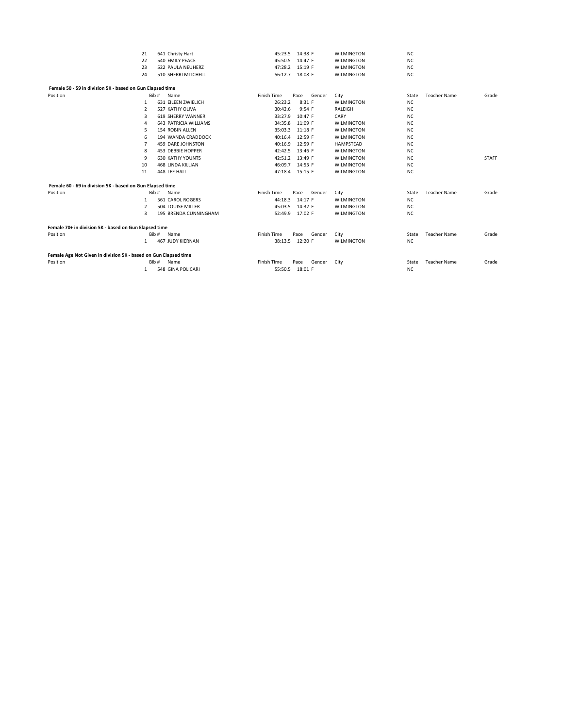| | | | | | | | | | | |
|---|---|---|---|---|---|---|---|---|---|---|
| | 21 | 641 | Christy Hart | 45:23.5 | 14:38 | F | WILMINGTON | NC | | |
| | 22 | 540 | EMILY PEACE | 45:50.5 | 14:47 | F | WILMINGTON | NC | | |
| | 23 | 522 | PAULA NEUHERZ | 47:28.2 | 15:19 | F | WILMINGTON | NC | | |
| | 24 | 510 | SHERRI MITCHELL | 56:12.7 | 18:08 | F | WILMINGTON | NC | | |

**Female 50 - 59 in division 5K - based on Gun Elapsed time**

| Position | | Bib # | Name | Finish Time | Pace | Gender | City | State | Teacher Name | Grade |
|---|---|---|---|---|---|---|---|---|---|---|
| | 1 | 631 | EILEEN ZWIELICH | 26:23.2 | 8:31 | F | WILMINGTON | NC | | |
| | 2 | 527 | KATHY OLIVA | 30:42.6 | 9:54 | F | RALEIGH | NC | | |
| | 3 | 619 | SHERRY WANNER | 33:27.9 | 10:47 | F | CARY | NC | | |
| | 4 | 643 | PATRICIA WILLIAMS | 34:35.8 | 11:09 | F | WILMINGTON | NC | | |
| | 5 | 154 | ROBIN ALLEN | 35:03.3 | 11:18 | F | WILMINGTON | NC | | |
| | 6 | 194 | WANDA CRADDOCK | 40:16.4 | 12:59 | F | WILMINGTON | NC | | |
| | 7 | 459 | DARE JOHNSTON | 40:16.9 | 12:59 | F | HAMPSTEAD | NC | | |
| | 8 | 453 | DEBBIE HOPPER | 42:42.5 | 13:46 | F | WILMINGTON | NC | | |
| | 9 | 630 | KATHY YOUNTS | 42:51.2 | 13:49 | F | WILMINGTON | NC | | STAFF |
| | 10 | 468 | LINDA KILLIAN | 46:09.7 | 14:53 | F | WILMINGTON | NC | | |
| | 11 | 448 | LEE HALL | 47:18.4 | 15:15 | F | WILMINGTON | NC | | |

**Female 60 - 69 in division 5K - based on Gun Elapsed time**

| Position | | Bib # | Name | Finish Time | Pace | Gender | City | State | Teacher Name | Grade |
|---|---|---|---|---|---|---|---|---|---|---|
| | 1 | 561 | CAROL ROGERS | 44:18.3 | 14:17 | F | WILMINGTON | NC | | |
| | 2 | 504 | LOUISE MILLER | 45:03.5 | 14:32 | F | WILMINGTON | NC | | |
| | 3 | 195 | BRENDA CUNNINGHAM | 52:49.9 | 17:02 | F | WILMINGTON | NC | | |

**Female 70+ in division 5K - based on Gun Elapsed time**

| Position | | Bib # | Name | Finish Time | Pace | Gender | City | State | Teacher Name | Grade |
|---|---|---|---|---|---|---|---|---|---|---|
| | 1 | 467 | JUDY KIERNAN | 38:13.5 | 12:20 | F | WILMINGTON | NC | | |

**Female Age Not Given in division 5K - based on Gun Elapsed time**

| Position | | Bib # | Name | Finish Time | Pace | Gender | City | State | Teacher Name | Grade |
|---|---|---|---|---|---|---|---|---|---|---|
| | 1 | 548 | GINA POLICARI | 55:50.5 | 18:01 | F | | NC | | |